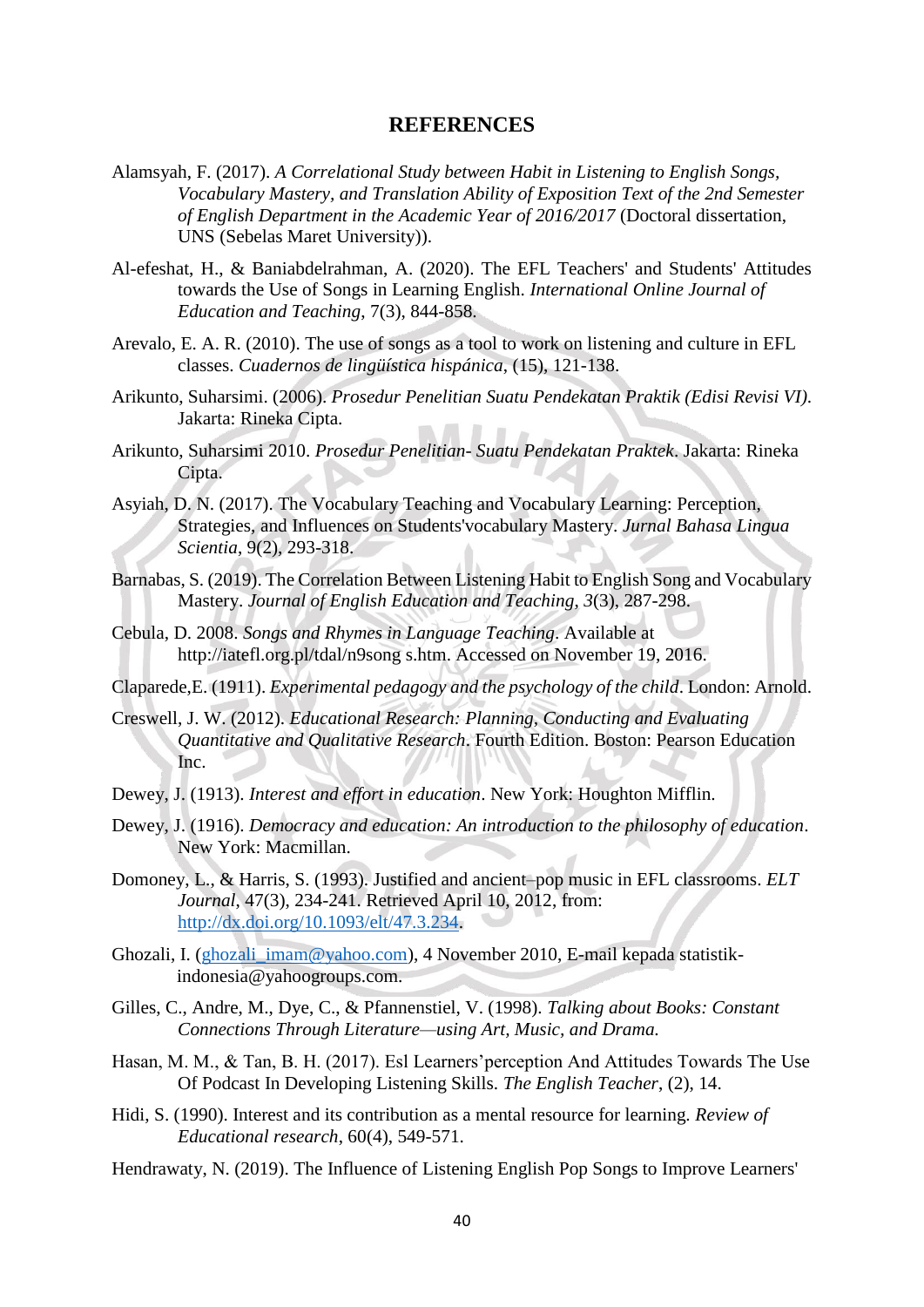# REFERENCES

Alamsyah, F. (2017). *A Correlational Study between Habit in Listening to English Songs, Vocabulary Mastery, and Translation Ability of Exposition Text of the 2nd Semester of English Department in the Academic Year of 2016/2017* (Doctoral dissertation, UNS (Sebelas Maret University)).

Al-efeshat, H., & Baniabdelrahman, A. (2020). The EFL Teachers' and Students' Attitudes towards the Use of Songs in Learning English. *International Online Journal of Education and Teaching*, 7(3), 844-858.

Arevalo, E. A. R. (2010). The use of songs as a tool to work on listening and culture in EFL classes. *Cuadernos de lingüística hispánica*, (15), 121-138.

Arikunto, Suharsimi. (2006). *Prosedur Penelitian Suatu Pendekatan Praktik (Edisi Revisi VI)*. Jakarta: Rineka Cipta.

Arikunto, Suharsimi 2010. *Prosedur Penelitian- Suatu Pendekatan Praktek*. Jakarta: Rineka Cipta.

Asyiah, D. N. (2017). The Vocabulary Teaching and Vocabulary Learning: Perception, Strategies, and Influences on Students'vocabulary Mastery. *Jurnal Bahasa Lingua Scientia*, 9(2), 293-318.

Barnabas, S. (2019). The Correlation Between Listening Habit to English Song and Vocabulary Mastery. *Journal of English Education and Teaching*, *3*(3), 287-298.

Cebula, D. 2008. *Songs and Rhymes in Language Teaching*. Available at http://iatefl.org.pl/tdal/n9song s.htm. Accessed on November 19, 2016.

Claparede,E. (1911). *Experimental pedagogy and the psychology of the child*. London: Arnold.

Creswell, J. W. (2012). *Educational Research: Planning, Conducting and Evaluating Quantitative and Qualitative Research*. Fourth Edition. Boston: Pearson Education Inc.

Dewey, J. (1913). *Interest and effort in education*. New York: Houghton Mifflin.

Dewey, J. (1916). *Democracy and education: An introduction to the philosophy of education*. New York: Macmillan.

Domoney, L., & Harris, S. (1993). Justified and ancient–pop music in EFL classrooms. *ELT Journal*, 47(3), 234-241. Retrieved April 10, 2012, from: http://dx.doi.org/10.1093/elt/47.3.234.

Ghozali, I. (ghozali_imam@yahoo.com), 4 November 2010, E-mail kepada statistik-indonesia@yahoogroups.com.

Gilles, C., Andre, M., Dye, C., & Pfannenstiel, V. (1998). *Talking about Books: Constant Connections Through Literature—using Art, Music, and Drama.*

Hasan, M. M., & Tan, B. H. (2017). Esl Learners'perception And Attitudes Towards The Use Of Podcast In Developing Listening Skills. *The English Teacher*, (2), 14.

Hidi, S. (1990). Interest and its contribution as a mental resource for learning. *Review of Educational research*, 60(4), 549-571.

Hendrawaty, N. (2019). The Influence of Listening English Pop Songs to Improve Learners'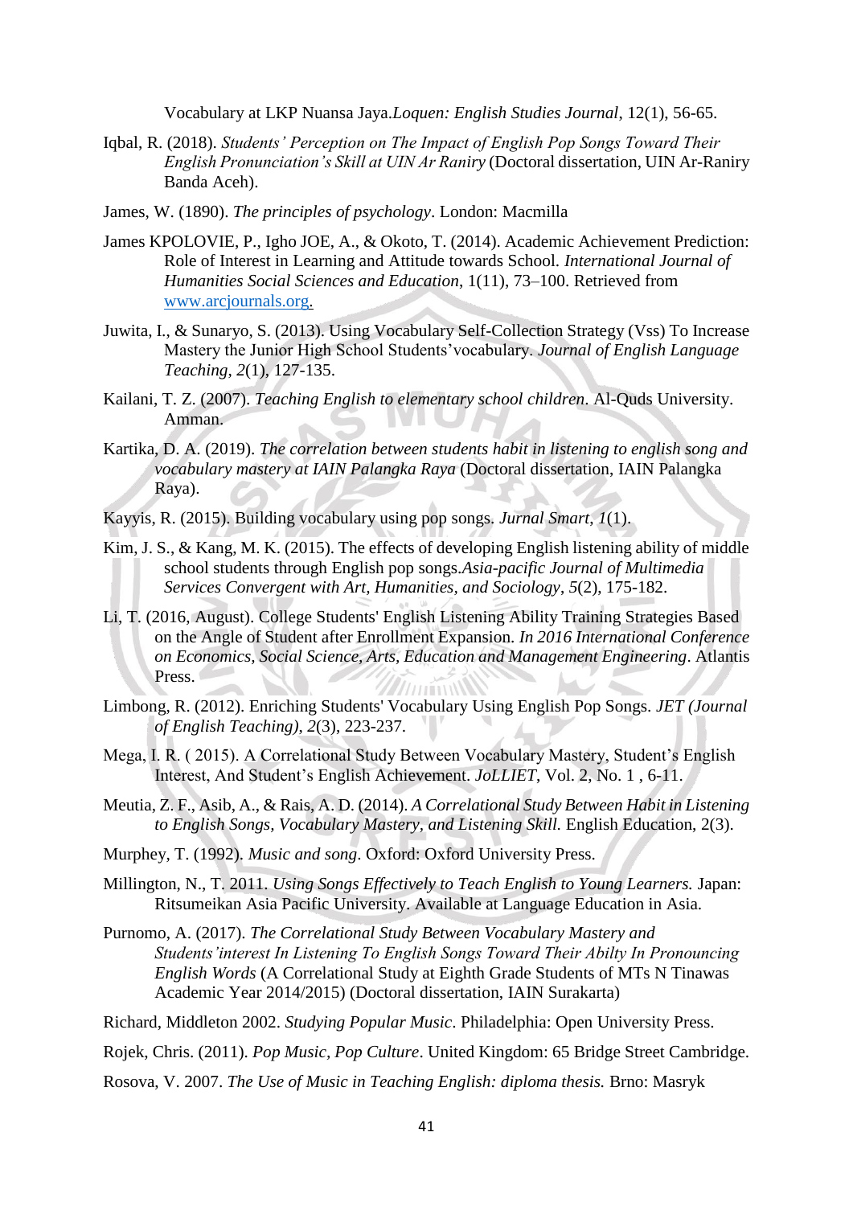Vocabulary at LKP Nuansa Jaya.*Loquen: English Studies Journal*, 12(1), 56-65.

Iqbal, R. (2018). *Students' Perception on The Impact of English Pop Songs Toward Their English Pronunciation's Skill at UIN Ar Raniry* (Doctoral dissertation, UIN Ar-Raniry Banda Aceh).

James, W. (1890). *The principles of psychology*. London: Macmilla

James KPOLOVIE, P., Igho JOE, A., & Okoto, T. (2014). Academic Achievement Prediction: Role of Interest in Learning and Attitude towards School. *International Journal of Humanities Social Sciences and Education*, 1(11), 73–100. Retrieved from www.arcjournals.org.

Juwita, I., & Sunaryo, S. (2013). Using Vocabulary Self-Collection Strategy (Vss) To Increase Mastery the Junior High School Students'vocabulary. *Journal of English Language Teaching*, *2*(1), 127-135.

Kailani, T. Z. (2007). *Teaching English to elementary school children*. Al-Quds University. Amman.

Kartika, D. A. (2019). *The correlation between students habit in listening to english song and vocabulary mastery at IAIN Palangka Raya* (Doctoral dissertation, IAIN Palangka Raya).

Kayyis, R. (2015). Building vocabulary using pop songs. *Jurnal Smart*, *1*(1).

Kim, J. S., & Kang, M. K. (2015). The effects of developing English listening ability of middle school students through English pop songs.*Asia-pacific Journal of Multimedia Services Convergent with Art, Humanities, and Sociology*, *5*(2), 175-182.

Li, T. (2016, August). College Students' English Listening Ability Training Strategies Based on the Angle of Student after Enrollment Expansion. *In 2016 International Conference on Economics, Social Science, Arts, Education and Management Engineering*. Atlantis Press.

Limbong, R. (2012). Enriching Students' Vocabulary Using English Pop Songs. *JET (Journal of English Teaching)*, *2*(3), 223-237.

Mega, I. R. ( 2015). A Correlational Study Between Vocabulary Mastery, Student's English Interest, And Student's English Achievement. *JoLLIET*, Vol. 2, No. 1 , 6-11.

Meutia, Z. F., Asib, A., & Rais, A. D. (2014). *A Correlational Study Between Habit in Listening to English Songs, Vocabulary Mastery, and Listening Skill.* English Education, 2(3).

Murphey, T. (1992). *Music and song*. Oxford: Oxford University Press.

Millington, N., T. 2011. *Using Songs Effectively to Teach English to Young Learners.* Japan: Ritsumeikan Asia Pacific University. Available at Language Education in Asia.

Purnomo, A. (2017). *The Correlational Study Between Vocabulary Mastery and Students'interest In Listening To English Songs Toward Their Abilty In Pronouncing English Words* (A Correlational Study at Eighth Grade Students of MTs N Tinawas Academic Year 2014/2015) (Doctoral dissertation, IAIN Surakarta)

Richard, Middleton 2002. *Studying Popular Music*. Philadelphia: Open University Press.

Rojek, Chris. (2011). *Pop Music, Pop Culture*. United Kingdom: 65 Bridge Street Cambridge.

Rosova, V. 2007. *The Use of Music in Teaching English: diploma thesis.* Brno: Masryk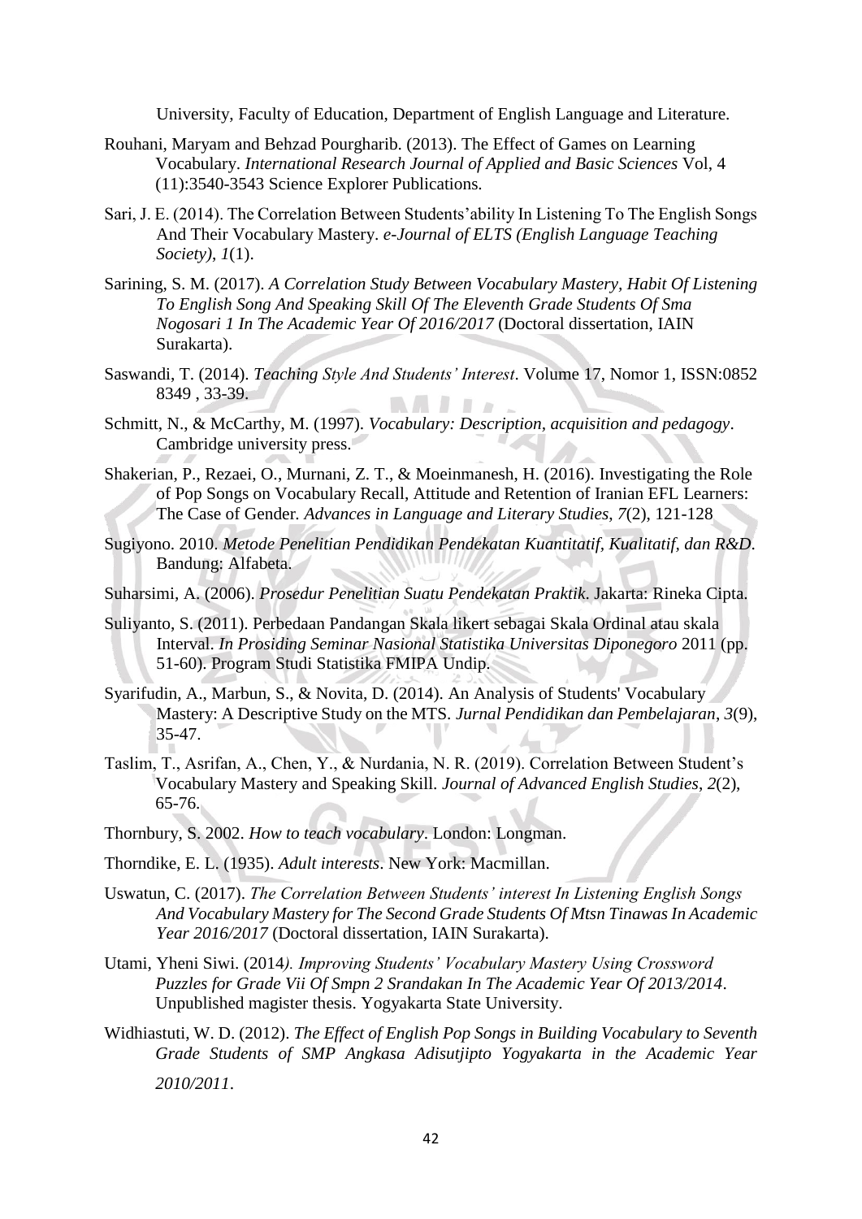University, Faculty of Education, Department of English Language and Literature.

Rouhani, Maryam and Behzad Pourgharib. (2013). The Effect of Games on Learning Vocabulary. *International Research Journal of Applied and Basic Sciences* Vol, 4 (11):3540-3543 Science Explorer Publications.

Sari, J. E. (2014). The Correlation Between Students'ability In Listening To The English Songs And Their Vocabulary Mastery. *e-Journal of ELTS (English Language Teaching Society)*, *1*(1).

Sarining, S. M. (2017). *A Correlation Study Between Vocabulary Mastery, Habit Of Listening To English Song And Speaking Skill Of The Eleventh Grade Students Of Sma Nogosari 1 In The Academic Year Of 2016/2017* (Doctoral dissertation, IAIN Surakarta).

Saswandi, T. (2014). *Teaching Style And Students' Interest*. Volume 17, Nomor 1, ISSN:0852 8349 , 33-39.

Schmitt, N., & McCarthy, M. (1997). *Vocabulary: Description, acquisition and pedagogy*. Cambridge university press.

Shakerian, P., Rezaei, O., Murnani, Z. T., & Moeinmanesh, H. (2016). Investigating the Role of Pop Songs on Vocabulary Recall, Attitude and Retention of Iranian EFL Learners: The Case of Gender. *Advances in Language and Literary Studies*, *7*(2), 121-128

Sugiyono. 2010. *Metode Penelitian Pendidikan Pendekatan Kuantitatif, Kualitatif, dan R&D*. Bandung: Alfabeta.

Suharsimi, A. (2006). *Prosedur Penelitian Suatu Pendekatan Praktik*. Jakarta: Rineka Cipta.

Suliyanto, S. (2011). Perbedaan Pandangan Skala likert sebagai Skala Ordinal atau skala Interval. *In Prosiding Seminar Nasional Statistika Universitas Diponegoro* 2011 (pp. 51-60). Program Studi Statistika FMIPA Undip.

Syarifudin, A., Marbun, S., & Novita, D. (2014). An Analysis of Students' Vocabulary Mastery: A Descriptive Study on the MTS. *Jurnal Pendidikan dan Pembelajaran*, *3*(9), 35-47.

Taslim, T., Asrifan, A., Chen, Y., & Nurdania, N. R. (2019). Correlation Between Student's Vocabulary Mastery and Speaking Skill. *Journal of Advanced English Studies*, *2*(2), 65-76.

Thornbury, S. 2002. *How to teach vocabulary*. London: Longman.

Thorndike, E. L. (1935). *Adult interests*. New York: Macmillan.

Uswatun, C. (2017). *The Correlation Between Students' interest In Listening English Songs And Vocabulary Mastery for The Second Grade Students Of Mtsn Tinawas In Academic Year 2016/2017* (Doctoral dissertation, IAIN Surakarta).

Utami, Yheni Siwi. (2014*). Improving Students' Vocabulary Mastery Using Crossword Puzzles for Grade Vii Of Smpn 2 Srandakan In The Academic Year Of 2013/2014*. Unpublished magister thesis. Yogyakarta State University.

Widhiastuti, W. D. (2012). *The Effect of English Pop Songs in Building Vocabulary to Seventh Grade Students of SMP Angkasa Adisutjipto Yogyakarta in the Academic Year 2010/2011*.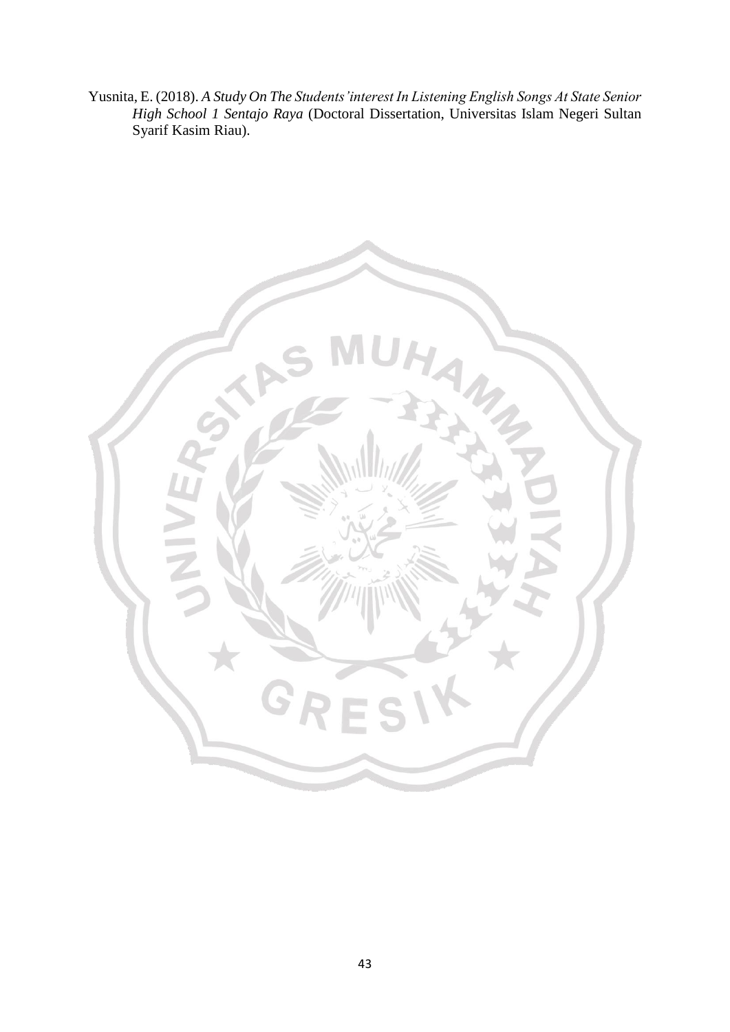Yusnita, E. (2018). *A Study On The Students'interest In Listening English Songs At State Senior High School 1 Sentajo Raya* (Doctoral Dissertation, Universitas Islam Negeri Sultan Syarif Kasim Riau).